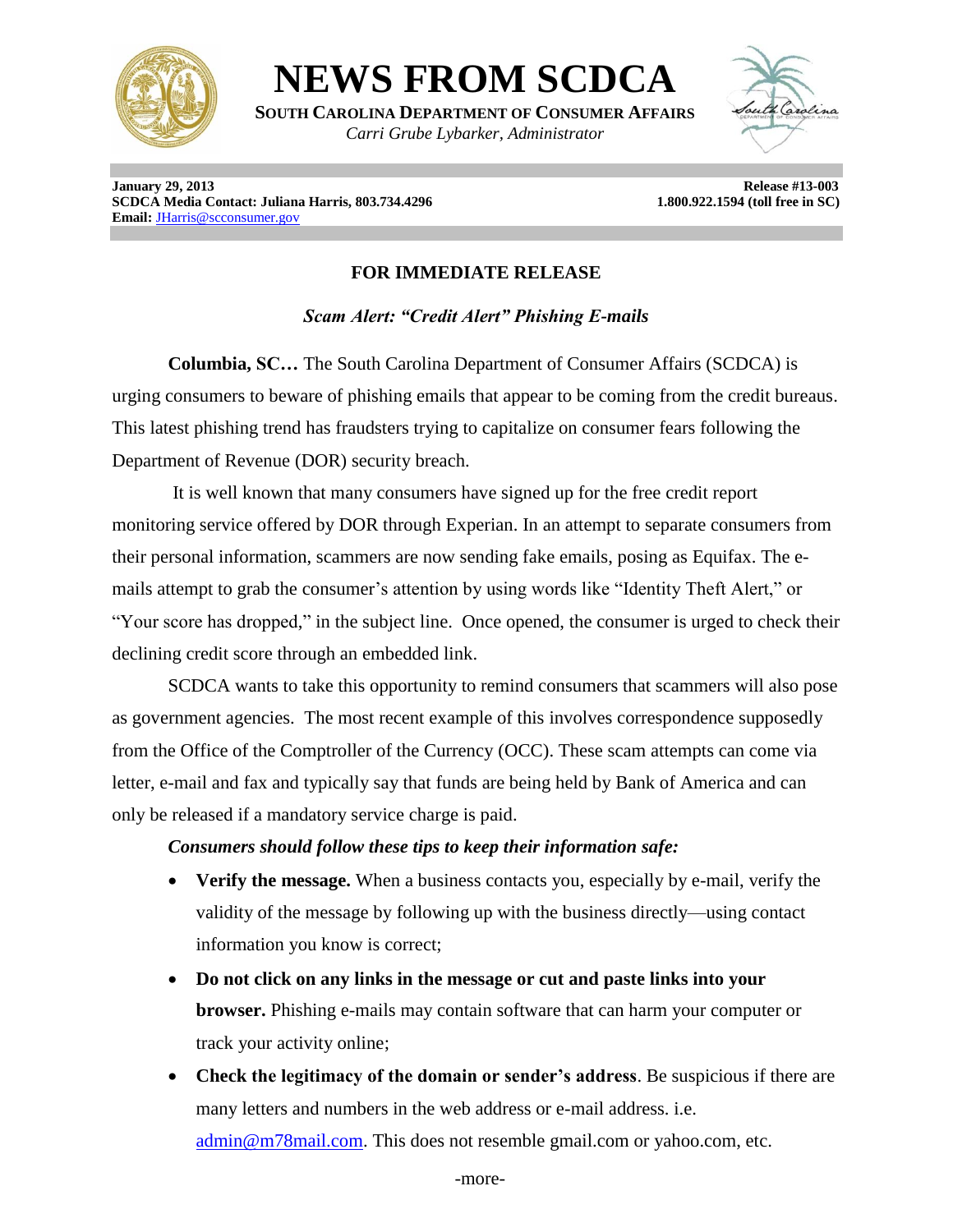# NEWS FROM SCDCA

**SOUTH CAROLINA DEPARTMENT OF CONSUMER AFFAIRS**

*Carri Grube Lybarker, Administrator*

**January 29, 2013** | **Release #13-003**

**SCDCA Media Contact: Juliana Harris, 803.734.4296** | **1.800.922.1594 (toll free in SC)**

**Email:** JHarris@scconsumer.gov

**FOR IMMEDIATE RELEASE**

***Scam Alert: "Credit Alert" Phishing E-mails***

**Columbia, SC…** The South Carolina Department of Consumer Affairs (SCDCA) is urging consumers to beware of phishing emails that appear to be coming from the credit bureaus. This latest phishing trend has fraudsters trying to capitalize on consumer fears following the Department of Revenue (DOR) security breach.

It is well known that many consumers have signed up for the free credit report monitoring service offered by DOR through Experian. In an attempt to separate consumers from their personal information, scammers are now sending fake emails, posing as Equifax. The e-mails attempt to grab the consumer's attention by using words like "Identity Theft Alert," or "Your score has dropped," in the subject line. Once opened, the consumer is urged to check their declining credit score through an embedded link.

SCDCA wants to take this opportunity to remind consumers that scammers will also pose as government agencies. The most recent example of this involves correspondence supposedly from the Office of the Comptroller of the Currency (OCC). These scam attempts can come via letter, e-mail and fax and typically say that funds are being held by Bank of America and can only be released if a mandatory service charge is paid.

***Consumers should follow these tips to keep their information safe:***

- **Verify the message.** When a business contacts you, especially by e-mail, verify the validity of the message by following up with the business directly—using contact information you know is correct;
- **Do not click on any links in the message or cut and paste links into your browser.** Phishing e-mails may contain software that can harm your computer or track your activity online;
- **Check the legitimacy of the domain or sender's address**. Be suspicious if there are many letters and numbers in the web address or e-mail address. i.e. admin@m78mail.com. This does not resemble gmail.com or yahoo.com, etc.

-more-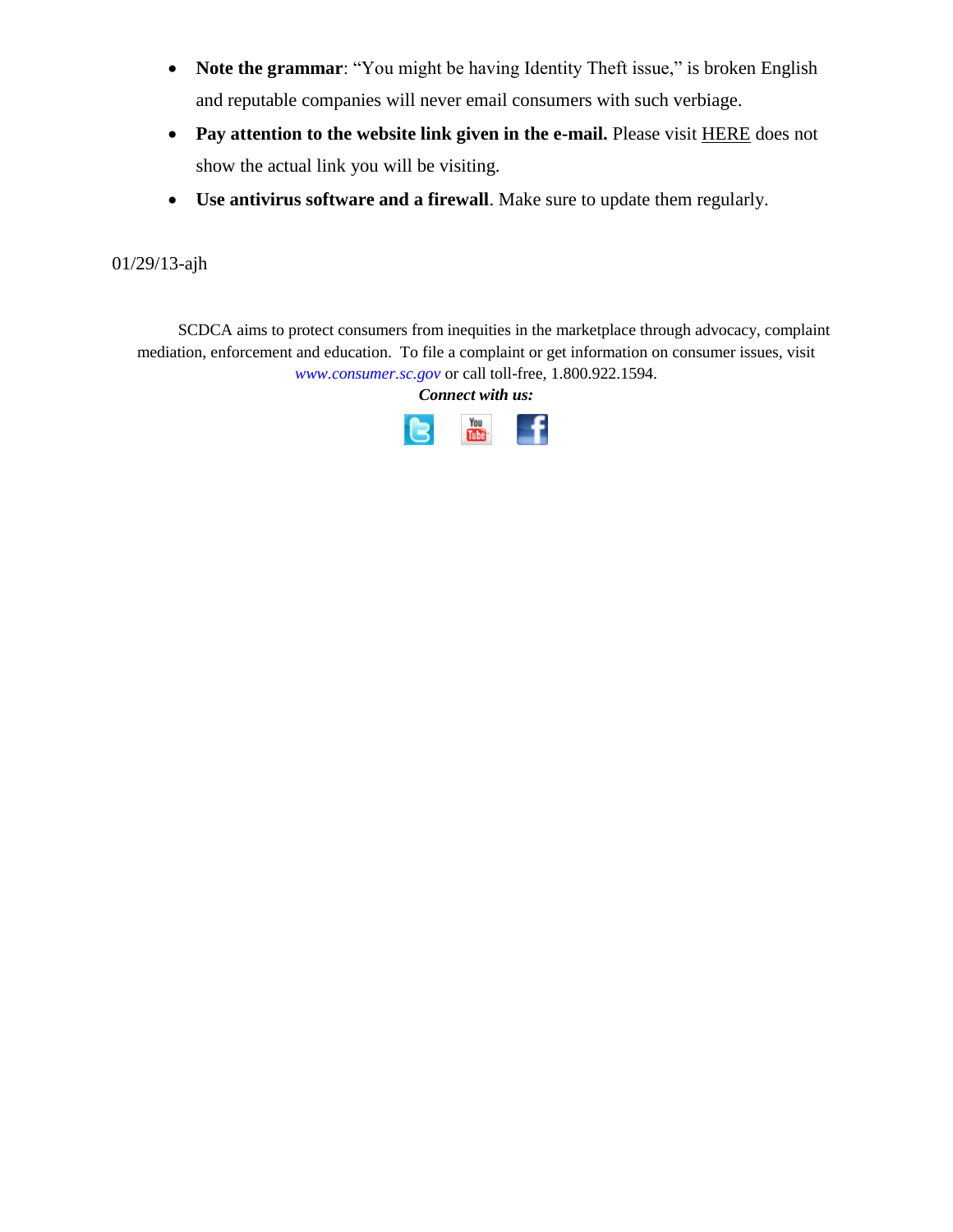- **Note the grammar**: "You might be having Identity Theft issue," is broken English and reputable companies will never email consumers with such verbiage.
- **Pay attention to the website link given in the e-mail.** Please visit HERE does not show the actual link you will be visiting.
- **Use antivirus software and a firewall**. Make sure to update them regularly.

01/29/13-ajh

SCDCA aims to protect consumers from inequities in the marketplace through advocacy, complaint mediation, enforcement and education. To file a complaint or get information on consumer issues, visit *www.consumer.sc.gov* or call toll-free, 1.800.922.1594.

***Connect with us:***